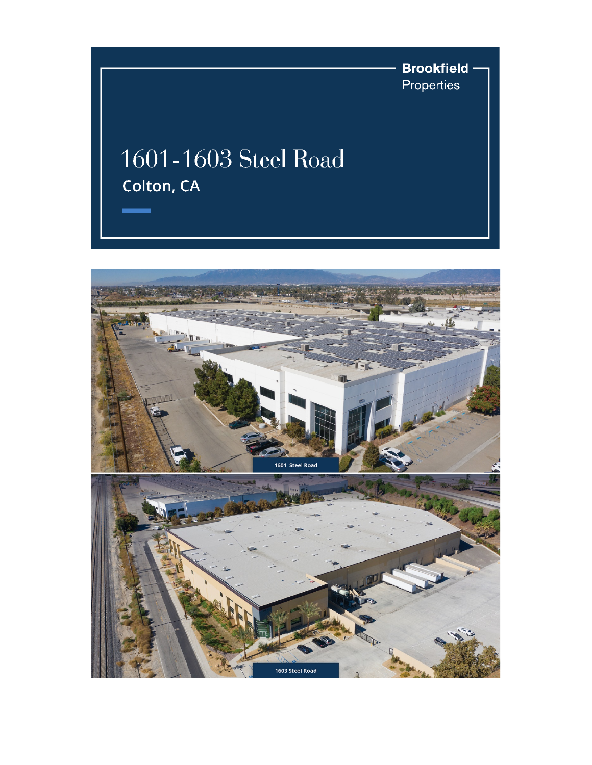Brookfield Properties

# 1601-1603 Steel Road

## Colton, CA

1601 Steel Road

1603 Steel Road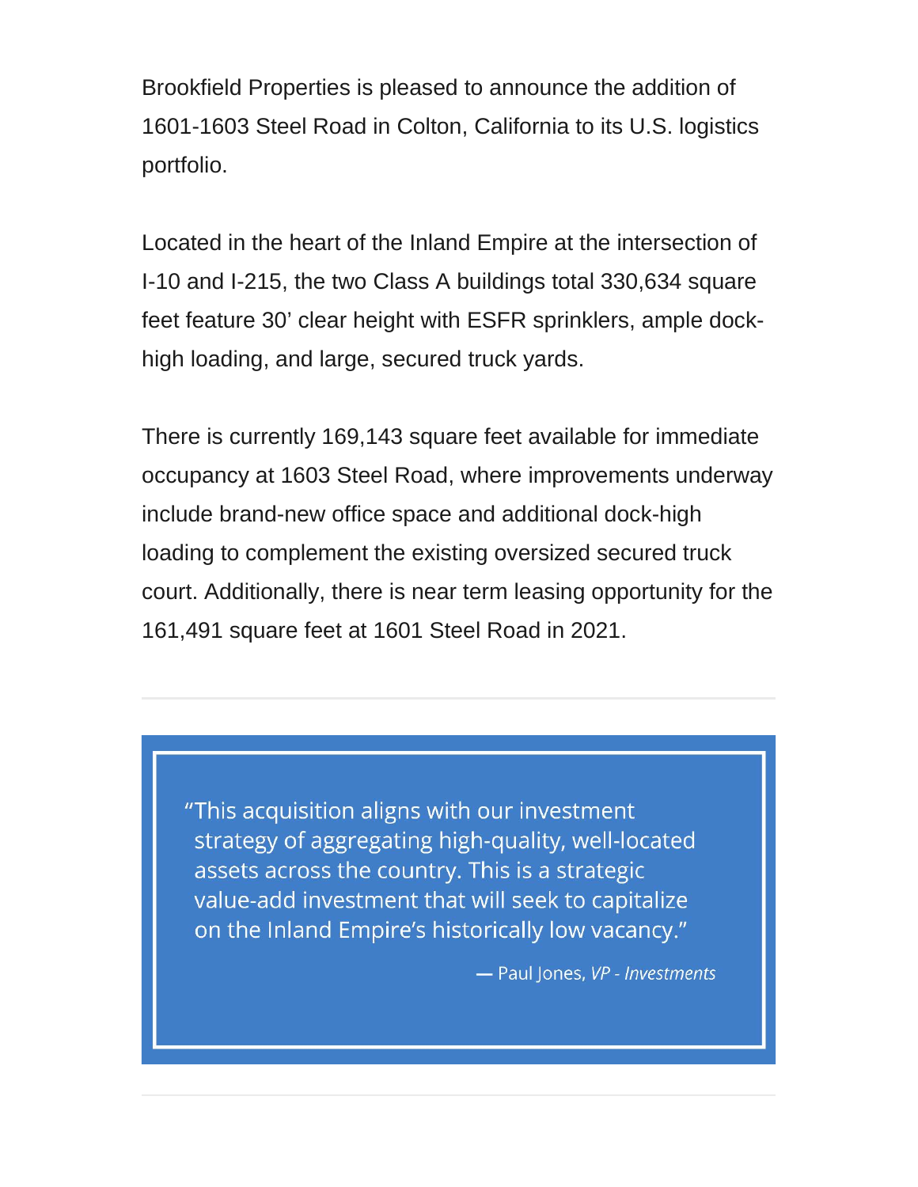Brookfield Properties is pleased to announce the addition of 1601-1603 Steel Road in Colton, California to its U.S. logistics portfolio.

Located in the heart of the Inland Empire at the intersection of I-10 and I-215, the two Class A buildings total 330,634 square feet feature 30' clear height with ESFR sprinklers, ample dock-high loading, and large, secured truck yards.

There is currently 169,143 square feet available for immediate occupancy at 1603 Steel Road, where improvements underway include brand-new office space and additional dock-high loading to complement the existing oversized secured truck court. Additionally, there is near term leasing opportunity for the 161,491 square feet at 1601 Steel Road in 2021.

---

> "This acquisition aligns with our investment strategy of aggregating high-quality, well-located assets across the country. This is a strategic value-add investment that will seek to capitalize on the Inland Empire's historically low vacancy."
>
> — Paul Jones, *VP - Investments*

---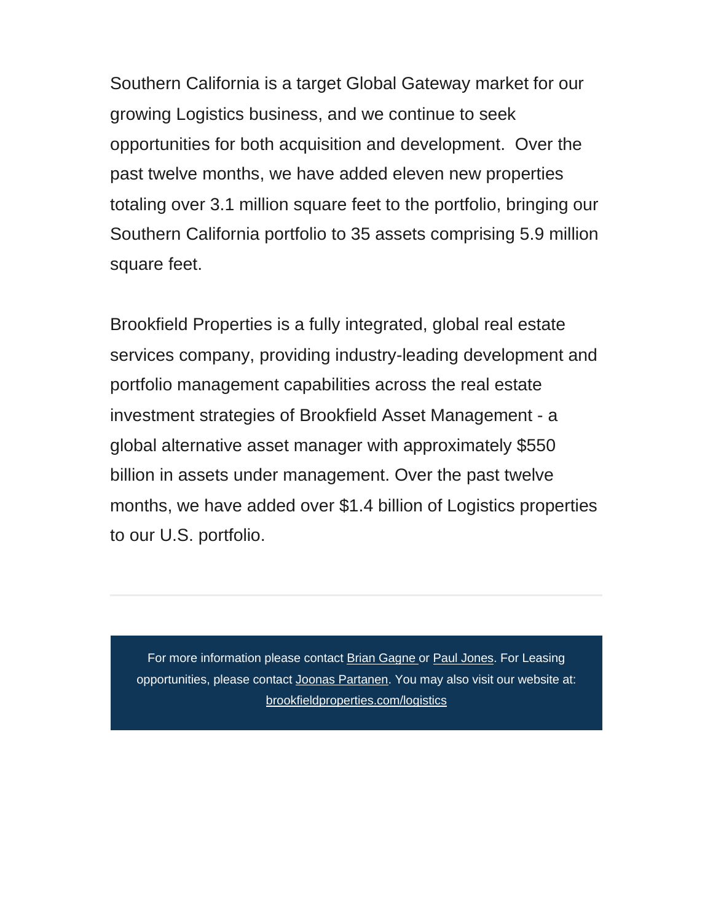Southern California is a target Global Gateway market for our growing Logistics business, and we continue to seek opportunities for both acquisition and development. Over the past twelve months, we have added eleven new properties totaling over 3.1 million square feet to the portfolio, bringing our Southern California portfolio to 35 assets comprising 5.9 million square feet.

Brookfield Properties is a fully integrated, global real estate services company, providing industry-leading development and portfolio management capabilities across the real estate investment strategies of Brookfield Asset Management - a global alternative asset manager with approximately $550 billion in assets under management. Over the past twelve months, we have added over $1.4 billion of Logistics properties to our U.S. portfolio.

---

For more information please contact Brian Gagne or Paul Jones. For Leasing opportunities, please contact Joonas Partanen. You may also visit our website at: brookfieldproperties.com/logistics